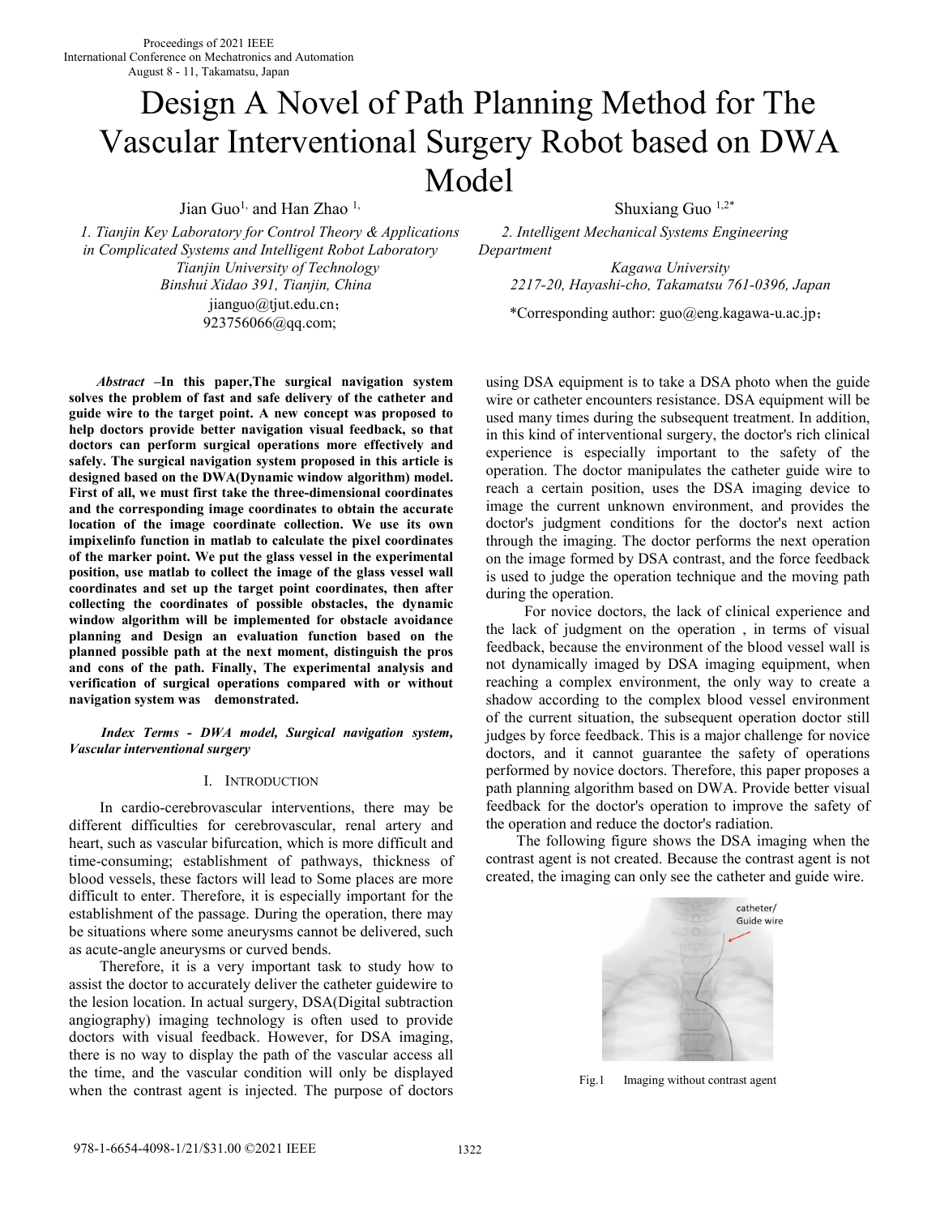# Design A Novel of Path Planning Method for The Vascular Interventional Surgery Robot based on DWA Model

Jian Guo[1,] and Han Zhao [1,]

*1. Tianjin Key Laboratory for Control Theory & Applications in Complicated Systems and Intelligent Robot Laboratory*
*Tianjin University of Technology*
*Binshui Xidao 391, Tianjin, China*
jianguo@tjut.edu.cn；
923756066@qq.com;

Shuxiang Guo [1,2*]

*2. Intelligent Mechanical Systems Engineering Department*
*Kagawa University*
*2217-20, Hayashi-cho, Takamatsu 761-0396, Japan*
*Corresponding author: guo@eng.kagawa-u.ac.jp；

***Abstract* –In this paper,The surgical navigation system solves the problem of fast and safe delivery of the catheter and guide wire to the target point. A new concept was proposed to help doctors provide better navigation visual feedback, so that doctors can perform surgical operations more effectively and safely. The surgical navigation system proposed in this article is designed based on the DWA(Dynamic window algorithm) model. First of all, we must first take the three-dimensional coordinates and the corresponding image coordinates to obtain the accurate location of the image coordinate collection. We use its own impixelinfo function in matlab to calculate the pixel coordinates of the marker point. We put the glass vessel in the experimental position, use matlab to collect the image of the glass vessel wall coordinates and set up the target point coordinates, then after collecting the coordinates of possible obstacles, the dynamic window algorithm will be implemented for obstacle avoidance planning and Design an evaluation function based on the planned possible path at the next moment, distinguish the pros and cons of the path. Finally, The experimental analysis and verification of surgical operations compared with or without navigation system was demonstrated.**

***Index Terms - DWA model, Surgical navigation system, Vascular interventional surgery***

## I. Introduction

In cardio-cerebrovascular interventions, there may be different difficulties for cerebrovascular, renal artery and heart, such as vascular bifurcation, which is more difficult and time-consuming; establishment of pathways, thickness of blood vessels, these factors will lead to Some places are more difficult to enter. Therefore, it is especially important for the establishment of the passage. During the operation, there may be situations where some aneurysms cannot be delivered, such as acute-angle aneurysms or curved bends.

Therefore, it is a very important task to study how to assist the doctor to accurately deliver the catheter guidewire to the lesion location. In actual surgery, DSA(Digital subtraction angiography) imaging technology is often used to provide doctors with visual feedback. However, for DSA imaging, there is no way to display the path of the vascular access all the time, and the vascular condition will only be displayed when the contrast agent is injected. The purpose of doctors using DSA equipment is to take a DSA photo when the guide wire or catheter encounters resistance. DSA equipment will be used many times during the subsequent treatment. In addition, in this kind of interventional surgery, the doctor's rich clinical experience is especially important to the safety of the operation. The doctor manipulates the catheter guide wire to reach a certain position, uses the DSA imaging device to image the current unknown environment, and provides the doctor's judgment conditions for the doctor's next action through the imaging. The doctor performs the next operation on the image formed by DSA contrast, and the force feedback is used to judge the operation technique and the moving path during the operation.

For novice doctors, the lack of clinical experience and the lack of judgment on the operation , in terms of visual feedback, because the environment of the blood vessel wall is not dynamically imaged by DSA imaging equipment, when reaching a complex environment, the only way to create a shadow according to the complex blood vessel environment of the current situation, the subsequent operation doctor still judges by force feedback. This is a major challenge for novice doctors, and it cannot guarantee the safety of operations performed by novice doctors. Therefore, this paper proposes a path planning algorithm based on DWA. Provide better visual feedback for the doctor's operation to improve the safety of the operation and reduce the doctor's radiation.

The following figure shows the DSA imaging when the contrast agent is not created. Because the contrast agent is not created, the imaging can only see the catheter and guide wire.

Fig.1 Imaging without contrast agent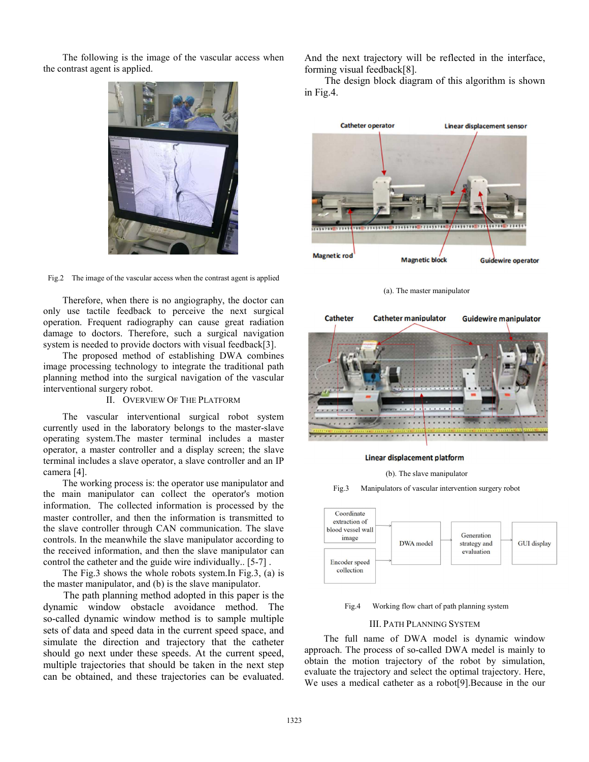The following is the image of the vascular access when the contrast agent is applied.

Fig.2 The image of the vascular access when the contrast agent is applied

Therefore, when there is no angiography, the doctor can only use tactile feedback to perceive the next surgical operation. Frequent radiography can cause great radiation damage to doctors. Therefore, such a surgical navigation system is needed to provide doctors with visual feedback[3].

The proposed method of establishing DWA combines image processing technology to integrate the traditional path planning method into the surgical navigation of the vascular interventional surgery robot.

## II. OVERVIEW OF THE PLATFORM

The vascular interventional surgical robot system currently used in the laboratory belongs to the master-slave operating system.The master terminal includes a master operator, a master controller and a display screen; the slave terminal includes a slave operator, a slave controller and an IP camera [4].

The working process is: the operator use manipulator and the main manipulator can collect the operator's motion information. The collected information is processed by the master controller, and then the information is transmitted to the slave controller through CAN communication. The slave controls. In the meanwhile the slave manipulator according to the received information, and then the slave manipulator can control the catheter and the guide wire individually.. [5-7] .

The Fig.3 shows the whole robots system.In Fig.3, (a) is the master manipulator, and (b) is the slave manipulator.

The path planning method adopted in this paper is the dynamic window obstacle avoidance method. The so-called dynamic window method is to sample multiple sets of data and speed data in the current speed space, and simulate the direction and trajectory that the catheter should go next under these speeds. At the current speed, multiple trajectories that should be taken in the next step can be obtained, and these trajectories can be evaluated. And the next trajectory will be reflected in the interface, forming visual feedback[8].

The design block diagram of this algorithm is shown in Fig.4.

Catheter operator, Linear displacement sensor, Magnetic rod, Magnetic block, Guidewire operator

(a). The master manipulator

Catheter, Catheter manipulator, Guidewire manipulator, Linear displacement platform

(b). The slave manipulator

Fig.3 Manipulators of vascular intervention surgery robot

Coordinate extraction of blood vessel wall image → DWA model; Encoder speed collection → DWA model; DWA model → Generation strategy and evaluation → GUI display

Fig.4 Working flow chart of path planning system

## III. PATH PLANNING SYSTEM

The full name of DWA model is dynamic window approach. The process of so-called DWA model is mainly to obtain the motion trajectory of the robot by simulation, evaluate the trajectory and select the optimal trajectory. Here, We uses a medical catheter as a robot[9].Because in the our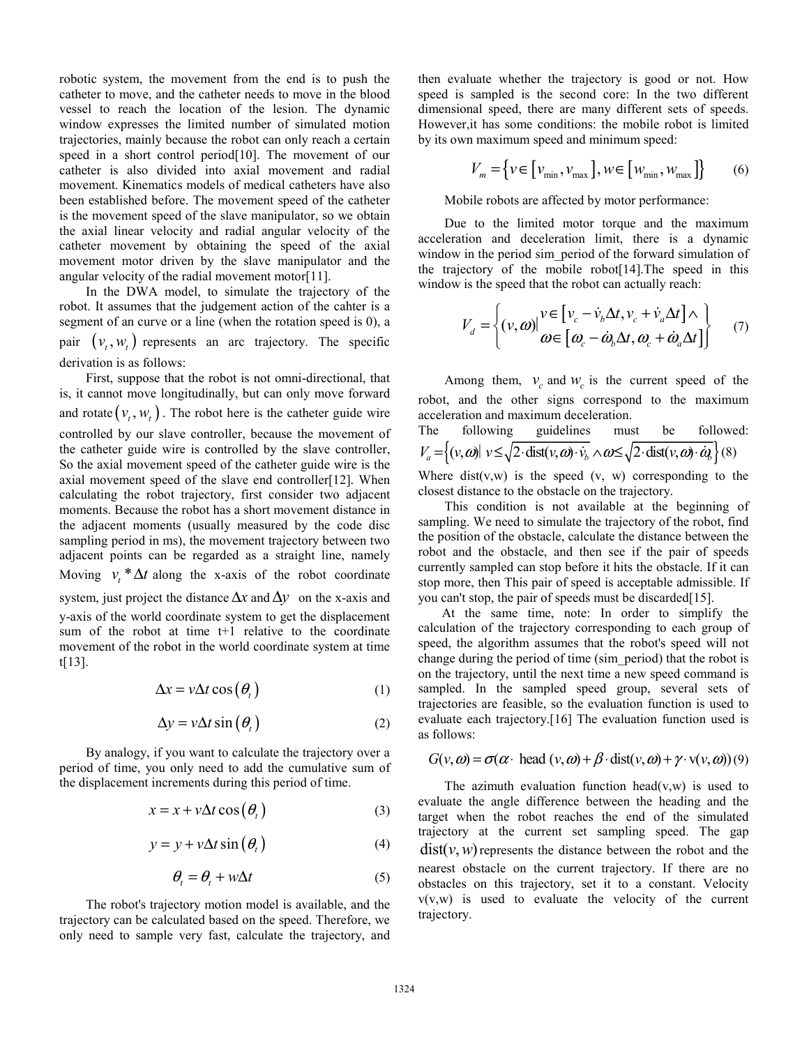robotic system, the movement from the end is to push the catheter to move, and the catheter needs to move in the blood vessel to reach the location of the lesion. The dynamic window expresses the limited number of simulated motion trajectories, mainly because the robot can only reach a certain speed in a short control period[10]. The movement of our catheter is also divided into axial movement and radial movement. Kinematics models of medical catheters have also been established before. The movement speed of the catheter is the movement speed of the slave manipulator, so we obtain the axial linear velocity and radial angular velocity of the catheter movement by obtaining the speed of the axial movement motor driven by the slave manipulator and the angular velocity of the radial movement motor[11].

In the DWA model, to simulate the trajectory of the robot. It assumes that the judgement action of the cahter is a segment of an curve or a line (when the rotation speed is 0), a pair $(v_t, w_t)$ represents an arc trajectory. The specific derivation is as follows:

First, suppose that the robot is not omni-directional, that is, it cannot move longitudinally, but can only move forward and rotate $(v_t, w_t)$. The robot here is the catheter guide wire controlled by our slave controller, because the movement of the catheter guide wire is controlled by the slave controller, So the axial movement speed of the catheter guide wire is the axial movement speed of the slave end controller[12]. When calculating the robot trajectory, first consider two adjacent moments. Because the robot has a short movement distance in the adjacent moments (usually measured by the code disc sampling period in ms), the movement trajectory between two adjacent points can be regarded as a straight line, namely Moving $v_t * \Delta t$ along the x-axis of the robot coordinate system, just project the distance $\Delta x$ and $\Delta y$ on the x-axis and y-axis of the world coordinate system to get the displacement sum of the robot at time t+1 relative to the coordinate movement of the robot in the world coordinate system at time t[13].

$$\Delta x = v \Delta t \cos(\theta_t) \tag{1}$$

$$\Delta y = v \Delta t \sin(\theta_t) \tag{2}$$

By analogy, if you want to calculate the trajectory over a period of time, you only need to add the cumulative sum of the displacement increments during this period of time.

$$x = x + v \Delta t \cos(\theta_t) \tag{3}$$

$$y = y + v \Delta t \sin(\theta_t) \tag{4}$$

$$\theta_t = \theta_t + w \Delta t \tag{5}$$

The robot's trajectory motion model is available, and the trajectory can be calculated based on the speed. Therefore, we only need to sample very fast, calculate the trajectory, and then evaluate whether the trajectory is good or not. How speed is sampled is the second core: In the two different dimensional speed, there are many different sets of speeds. However,it has some conditions: the mobile robot is limited by its own maximum speed and minimum speed:

$$V_m = \{ v \in [v_{\min}, v_{\max}], w \in [w_{\min}, w_{\max}] \} \tag{6}$$

Mobile robots are affected by motor performance:

Due to the limited motor torque and the maximum acceleration and deceleration limit, there is a dynamic window in the period sim_period of the forward simulation of the trajectory of the mobile robot[14].The speed in this window is the speed that the robot can actually reach:

$$V_d = \left\{ (v, \omega) \middle| \begin{array}{l} v \in [v_c - \dot{v}_b \Delta t, v_c + \dot{v}_a \Delta t] \wedge \\ \omega \in [\omega_c - \dot{\omega}_b \Delta t, \omega_c + \dot{\omega}_a \Delta t] \end{array} \right\} \tag{7}$$

Among them, $v_c$ and $w_c$ is the current speed of the robot, and the other signs correspond to the maximum acceleration and maximum deceleration.

The following guidelines must be followed:

$$V_a = \left\{ (v, \omega) \middle| \, v \leq \sqrt{2 \cdot \mathrm{dist}(v, \omega) \cdot \dot{v}_b} \wedge \omega \leq \sqrt{2 \cdot \mathrm{dist}(v, \omega) \cdot \dot{\omega}_b} \right\} \tag{8}$$

Where dist(v,w) is the speed (v, w) corresponding to the closest distance to the obstacle on the trajectory.

This condition is not available at the beginning of sampling. We need to simulate the trajectory of the robot, find the position of the obstacle, calculate the distance between the robot and the obstacle, and then see if the pair of speeds currently sampled can stop before it hits the obstacle. If it can stop more, then This pair of speed is acceptable admissible. If you can't stop, the pair of speeds must be discarded[15].

At the same time, note: In order to simplify the calculation of the trajectory corresponding to each group of speed, the algorithm assumes that the robot's speed will not change during the period of time (sim_period) that the robot is on the trajectory, until the next time a new speed command is sampled. In the sampled speed group, several sets of trajectories are feasible, so the evaluation function is used to evaluate each trajectory.[16] The evaluation function used is as follows:

$$G(v, \omega) = \sigma(\alpha \cdot \mathrm{head}(v, \omega) + \beta \cdot \mathrm{dist}(v, \omega) + \gamma \cdot \mathrm{v}(v, \omega)) \tag{9}$$

The azimuth evaluation function head(v,w) is used to evaluate the angle difference between the heading and the target when the robot reaches the end of the simulated trajectory at the current set sampling speed. The gap $\mathrm{dist}(v, w)$ represents the distance between the robot and the nearest obstacle on the current trajectory. If there are no obstacles on this trajectory, set it to a constant. Velocity v(v,w) is used to evaluate the velocity of the current trajectory.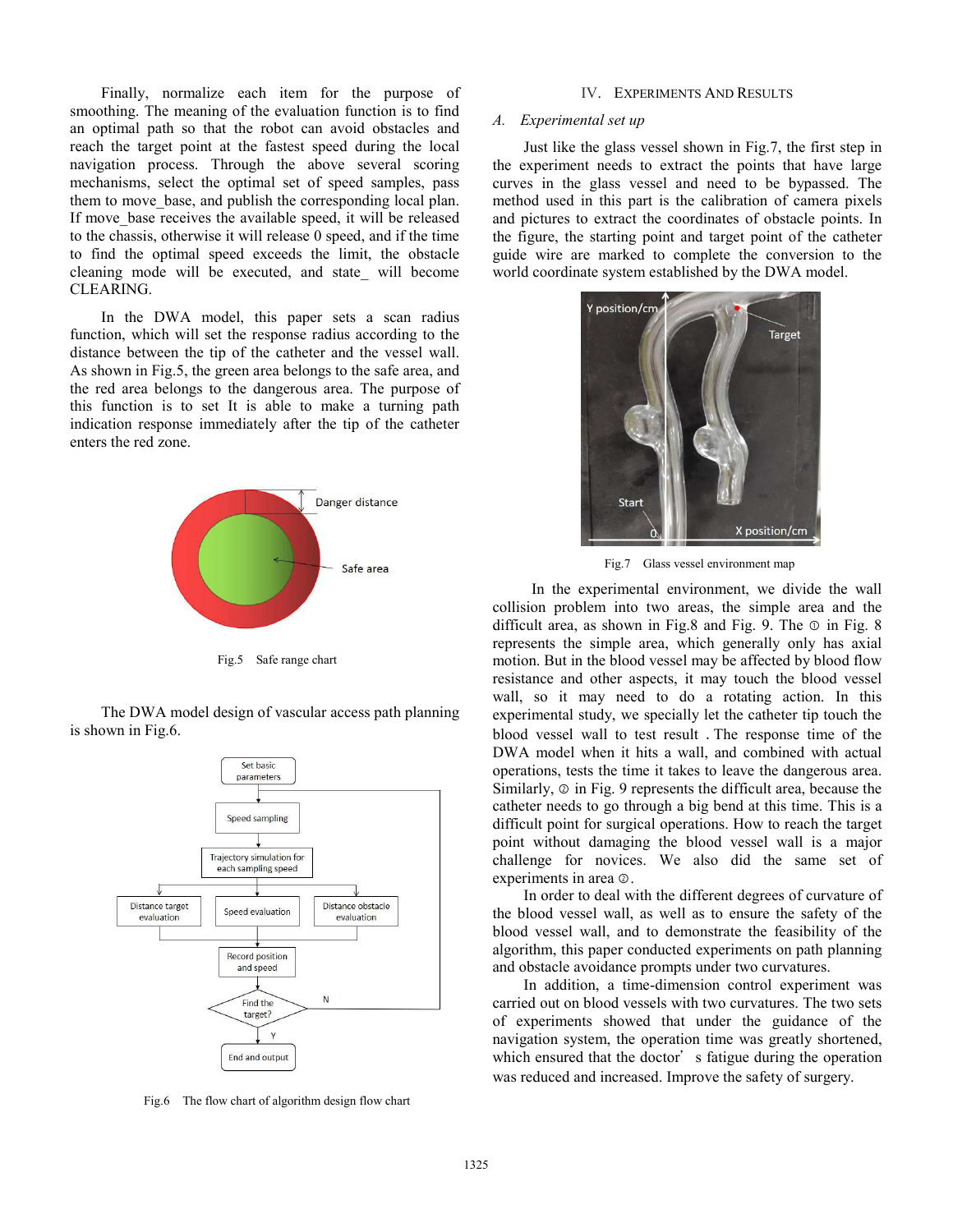Finally, normalize each item for the purpose of smoothing. The meaning of the evaluation function is to find an optimal path so that the robot can avoid obstacles and reach the target point at the fastest speed during the local navigation process. Through the above several scoring mechanisms, select the optimal set of speed samples, pass them to move_base, and publish the corresponding local plan. If move_base receives the available speed, it will be released to the chassis, otherwise it will release 0 speed, and if the time to find the optimal speed exceeds the limit, the obstacle cleaning mode will be executed, and state_ will become CLEARING.

In the DWA model, this paper sets a scan radius function, which will set the response radius according to the distance between the tip of the catheter and the vessel wall. As shown in Fig.5, the green area belongs to the safe area, and the red area belongs to the dangerous area. The purpose of this function is to set It is able to make a turning path indication response immediately after the tip of the catheter enters the red zone.

Fig.5 Safe range chart

The DWA model design of vascular access path planning is shown in Fig.6.

Fig.6 The flow chart of algorithm design flow chart

## IV. EXPERIMENTS AND RESULTS

### A. Experimental set up

Just like the glass vessel shown in Fig.7, the first step in the experiment needs to extract the points that have large curves in the glass vessel and need to be bypassed. The method used in this part is the calibration of camera pixels and pictures to extract the coordinates of obstacle points. In the figure, the starting point and target point of the catheter guide wire are marked to complete the conversion to the world coordinate system established by the DWA model.

Fig.7 Glass vessel environment map

In the experimental environment, we divide the wall collision problem into two areas, the simple area and the difficult area, as shown in Fig.8 and Fig. 9. The ① in Fig. 8 represents the simple area, which generally only has axial motion. But in the blood vessel may be affected by blood flow resistance and other aspects, it may touch the blood vessel wall, so it may need to do a rotating action. In this experimental study, we specially let the catheter tip touch the blood vessel wall to test result . The response time of the DWA model when it hits a wall, and combined with actual operations, tests the time it takes to leave the dangerous area. Similarly, ② in Fig. 9 represents the difficult area, because the catheter needs to go through a big bend at this time. This is a difficult point for surgical operations. How to reach the target point without damaging the blood vessel wall is a major challenge for novices. We also did the same set of experiments in area ②.

In order to deal with the different degrees of curvature of the blood vessel wall, as well as to ensure the safety of the blood vessel wall, and to demonstrate the feasibility of the algorithm, this paper conducted experiments on path planning and obstacle avoidance prompts under two curvatures.

In addition, a time-dimension control experiment was carried out on blood vessels with two curvatures. The two sets of experiments showed that under the guidance of the navigation system, the operation time was greatly shortened, which ensured that the doctor's fatigue during the operation was reduced and increased. Improve the safety of surgery.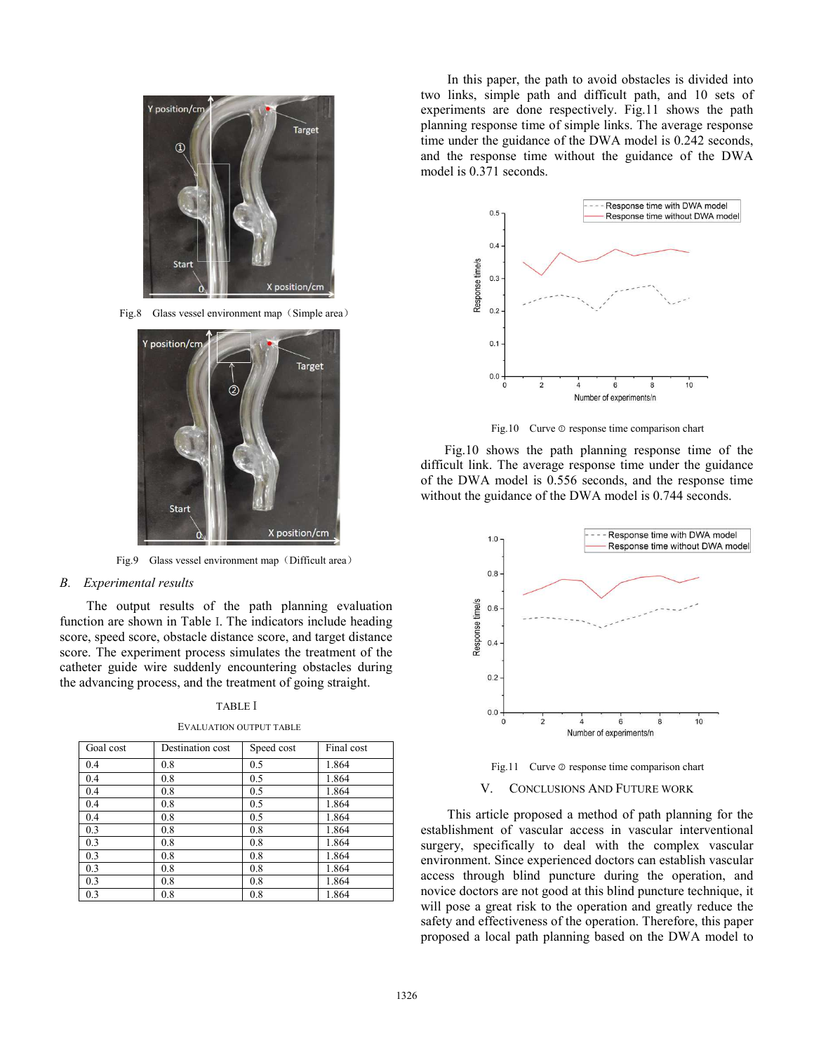Fig.8 Glass vessel environment map（Simple area）

Fig.9 Glass vessel environment map（Difficult area）

## B. *Experimental results*

The output results of the path planning evaluation function are shown in Table I. The indicators include heading score, speed score, obstacle distance score, and target distance score. The experiment process simulates the treatment of the catheter guide wire suddenly encountering obstacles during the advancing process, and the treatment of going straight.

TABLE I

EVALUATION OUTPUT TABLE

| Goal cost | Destination cost | Speed cost | Final cost |
|---|---|---|---|
| 0.4 | 0.8 | 0.5 | 1.864 |
| 0.4 | 0.8 | 0.5 | 1.864 |
| 0.4 | 0.8 | 0.5 | 1.864 |
| 0.4 | 0.8 | 0.5 | 1.864 |
| 0.4 | 0.8 | 0.5 | 1.864 |
| 0.3 | 0.8 | 0.8 | 1.864 |
| 0.3 | 0.8 | 0.8 | 1.864 |
| 0.3 | 0.8 | 0.8 | 1.864 |
| 0.3 | 0.8 | 0.8 | 1.864 |
| 0.3 | 0.8 | 0.8 | 1.864 |
| 0.3 | 0.8 | 0.8 | 1.864 |

In this paper, the path to avoid obstacles is divided into two links, simple path and difficult path, and 10 sets of experiments are done respectively. Fig.11 shows the path planning response time of simple links. The average response time under the guidance of the DWA model is 0.242 seconds, and the response time without the guidance of the DWA model is 0.371 seconds.

Fig.10 Curve ① response time comparison chart

Fig.10 shows the path planning response time of the difficult link. The average response time under the guidance of the DWA model is 0.556 seconds, and the response time without the guidance of the DWA model is 0.744 seconds.

Fig.11 Curve ② response time comparison chart

# V. CONCLUSIONS AND FUTURE WORK

This article proposed a method of path planning for the establishment of vascular access in vascular interventional surgery, specifically to deal with the complex vascular environment. Since experienced doctors can establish vascular access through blind puncture during the operation, and novice doctors are not good at this blind puncture technique, it will pose a great risk to the operation and greatly reduce the safety and effectiveness of the operation. Therefore, this paper proposed a local path planning based on the DWA model to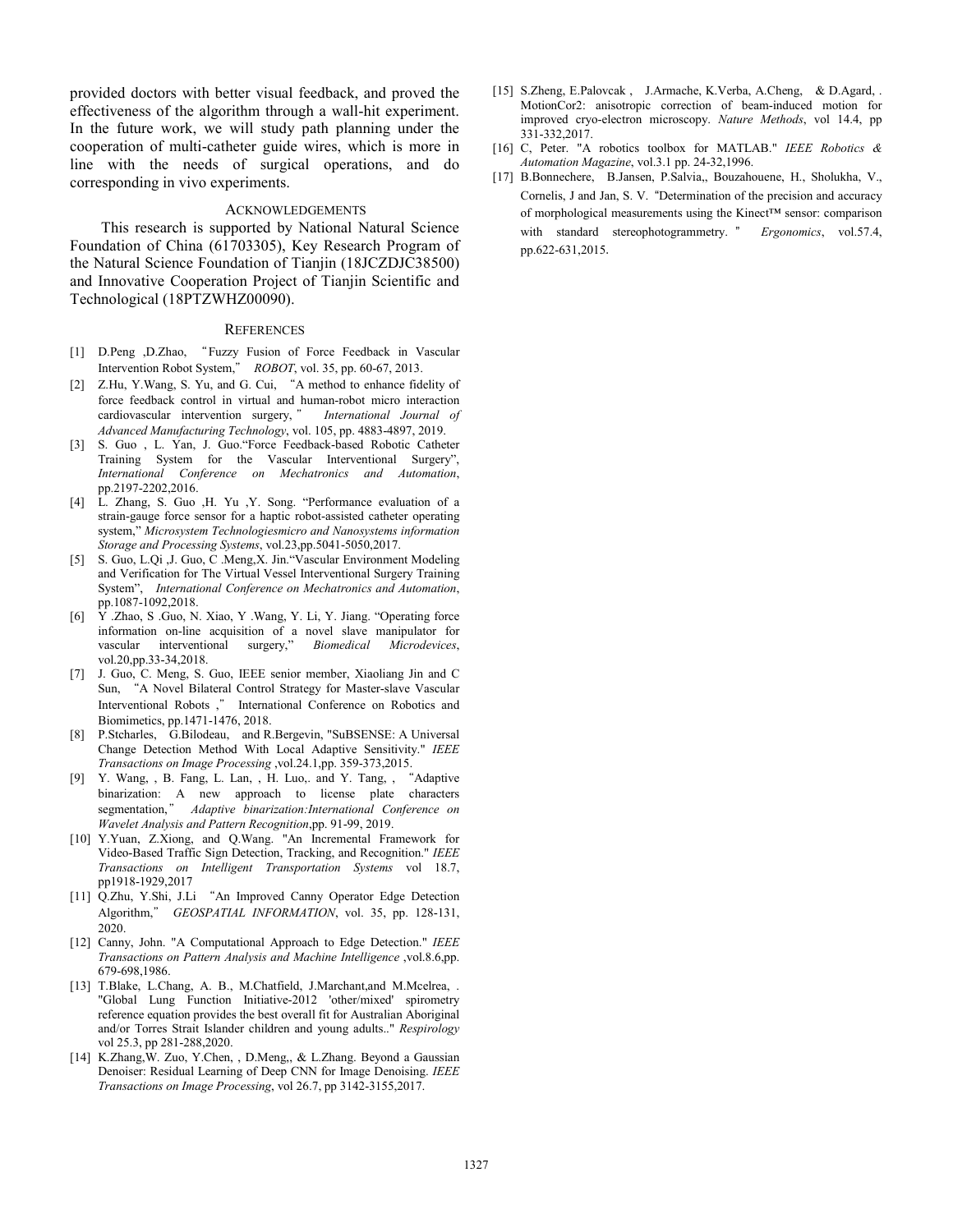provided doctors with better visual feedback, and proved the effectiveness of the algorithm through a wall-hit experiment. In the future work, we will study path planning under the cooperation of multi-catheter guide wires, which is more in line with the needs of surgical operations, and do corresponding in vivo experiments.

## ACKNOWLEDGEMENTS

This research is supported by National Natural Science Foundation of China (61703305), Key Research Program of the Natural Science Foundation of Tianjin (18JCZDJC38500) and Innovative Cooperation Project of Tianjin Scientific and Technological (18PTZWHZ00090).

## REFERENCES

[1] D.Peng ,D.Zhao, "Fuzzy Fusion of Force Feedback in Vascular Intervention Robot System," *ROBOT*, vol. 35, pp. 60-67, 2013.

[2] Z.Hu, Y.Wang, S. Yu, and G. Cui, "A method to enhance fidelity of force feedback control in virtual and human-robot micro interaction cardiovascular intervention surgery," *International Journal of Advanced Manufacturing Technology*, vol. 105, pp. 4883-4897, 2019.

[3] S. Guo , L. Yan, J. Guo."Force Feedback-based Robotic Catheter Training System for the Vascular Interventional Surgery", *International Conference on Mechatronics and Automation*, pp.2197-2202,2016.

[4] L. Zhang, S. Guo ,H. Yu ,Y. Song. "Performance evaluation of a strain-gauge force sensor for a haptic robot-assisted catheter operating system," *Microsystem Technologiesmicro and Nanosystems information Storage and Processing Systems*, vol.23,pp.5041-5050,2017.

[5] S. Guo, L.Qi ,J. Guo, C .Meng,X. Jin."Vascular Environment Modeling and Verification for The Virtual Vessel Interventional Surgery Training System", *International Conference on Mechatronics and Automation*, pp.1087-1092,2018.

[6] Y .Zhao, S .Guo, N. Xiao, Y .Wang, Y. Li, Y. Jiang. "Operating force information on-line acquisition of a novel slave manipulator for vascular interventional surgery," *Biomedical Microdevices*, vol.20,pp.33-34,2018.

[7] J. Guo, C. Meng, S. Guo, IEEE senior member, Xiaoliang Jin and C Sun, "A Novel Bilateral Control Strategy for Master-slave Vascular Interventional Robots ," International Conference on Robotics and Biomimetics, pp.1471-1476, 2018.

[8] P.Stcharles, G.Bilodeau, and R.Bergevin, "SuBSENSE: A Universal Change Detection Method With Local Adaptive Sensitivity." *IEEE Transactions on Image Processing* ,vol.24.1,pp. 359-373,2015.

[9] Y. Wang, , B. Fang, L. Lan, , H. Luo,. and Y. Tang, , "Adaptive binarization: A new approach to license plate characters segmentation," *Adaptive binarization:International Conference on Wavelet Analysis and Pattern Recognition*,pp. 91-99, 2019.

[10] Y.Yuan, Z.Xiong, and Q.Wang. "An Incremental Framework for Video-Based Traffic Sign Detection, Tracking, and Recognition." *IEEE Transactions on Intelligent Transportation Systems* vol 18.7, pp1918-1929,2017

[11] Q.Zhu, Y.Shi, J.Li "An Improved Canny Operator Edge Detection Algorithm," *GEOSPATIAL INFORMATION*, vol. 35, pp. 128-131, 2020.

[12] Canny, John. "A Computational Approach to Edge Detection." *IEEE Transactions on Pattern Analysis and Machine Intelligence* ,vol.8.6,pp. 679-698,1986.

[13] T.Blake, L.Chang, A. B., M.Chatfield, J.Marchant,and M.Mcelrea, . "Global Lung Function Initiative-2012 'other/mixed' spirometry reference equation provides the best overall fit for Australian Aboriginal and/or Torres Strait Islander children and young adults.." *Respirology* vol 25.3, pp 281-288,2020.

[14] K.Zhang,W. Zuo, Y.Chen, , D.Meng,, & L.Zhang. Beyond a Gaussian Denoiser: Residual Learning of Deep CNN for Image Denoising. *IEEE Transactions on Image Processing*, vol 26.7, pp 3142-3155,2017.

[15] S.Zheng, E.Palovcak , J.Armache, K.Verba, A.Cheng, & D.Agard, . MotionCor2: anisotropic correction of beam-induced motion for improved cryo-electron microscopy. *Nature Methods*, vol 14.4, pp 331-332,2017.

[16] C, Peter. "A robotics toolbox for MATLAB." *IEEE Robotics & Automation Magazine*, vol.3.1 pp. 24-32,1996.

[17] B.Bonnechere, B.Jansen, P.Salvia,, Bouzahouene, H., Sholukha, V., Cornelis, J and Jan, S. V. "Determination of the precision and accuracy of morphological measurements using the Kinect™ sensor: comparison with standard stereophotogrammetry." *Ergonomics*, vol.57.4, pp.622-631,2015.